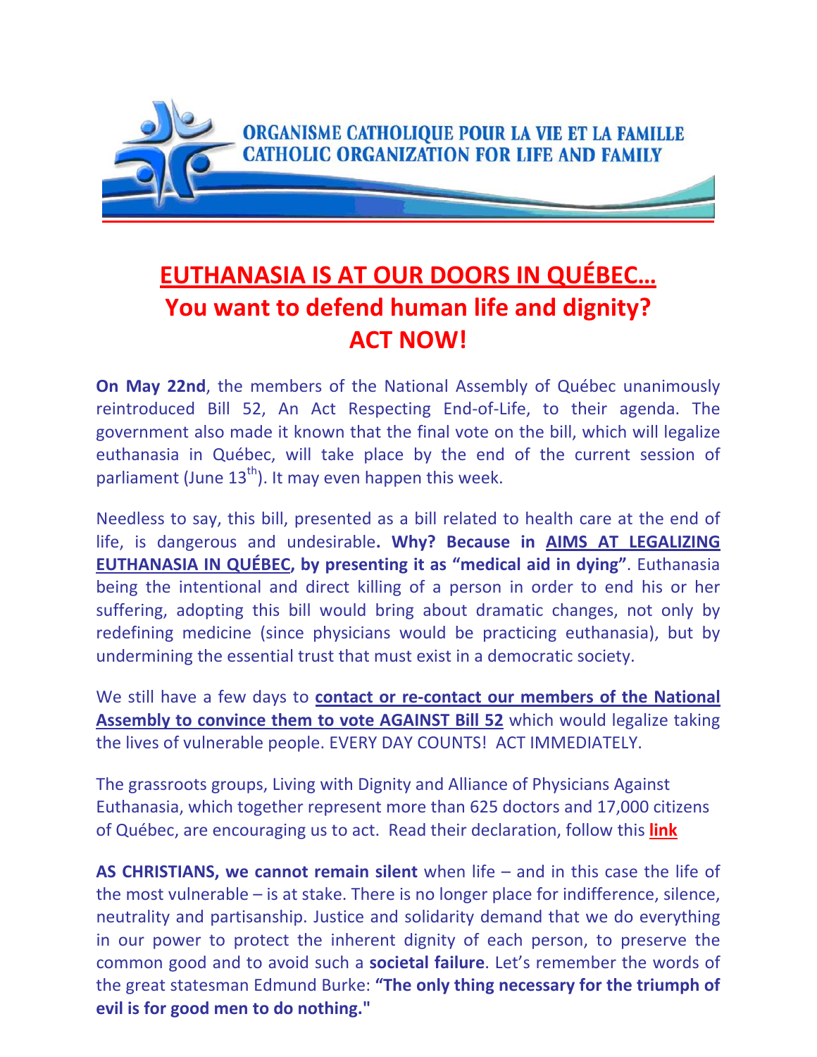ORGANISME CATHOLIQUE POUR LA VIE ET LA FAMILLE
CATHOLIC ORGANIZATION FOR LIFE AND FAMILY

# EUTHANASIA IS AT OUR DOORS IN QUÉBEC… You want to defend human life and dignity? ACT NOW!

**On May 22nd**, the members of the National Assembly of Québec unanimously reintroduced Bill 52, An Act Respecting End-of-Life, to their agenda. The government also made it known that the final vote on the bill, which will legalize euthanasia in Québec, will take place by the end of the current session of parliament (June 13th). It may even happen this week.

Needless to say, this bill, presented as a bill related to health care at the end of life, is dangerous and undesirable**. Why? Because in AIMS AT LEGALIZING EUTHANASIA IN QUÉBEC, by presenting it as "medical aid in dying"**. Euthanasia being the intentional and direct killing of a person in order to end his or her suffering, adopting this bill would bring about dramatic changes, not only by redefining medicine (since physicians would be practicing euthanasia), but by undermining the essential trust that must exist in a democratic society.

We still have a few days to **contact or re-contact our members of the National Assembly to convince them to vote AGAINST Bill 52** which would legalize taking the lives of vulnerable people. EVERY DAY COUNTS! ACT IMMEDIATELY.

The grassroots groups, Living with Dignity and Alliance of Physicians Against Euthanasia, which together represent more than 625 doctors and 17,000 citizens of Québec, are encouraging us to act. Read their declaration, follow this **link**

**AS CHRISTIANS, we cannot remain silent** when life – and in this case the life of the most vulnerable – is at stake. There is no longer place for indifference, silence, neutrality and partisanship. Justice and solidarity demand that we do everything in our power to protect the inherent dignity of each person, to preserve the common good and to avoid such a **societal failure**. Let's remember the words of the great statesman Edmund Burke: **"The only thing necessary for the triumph of evil is for good men to do nothing."**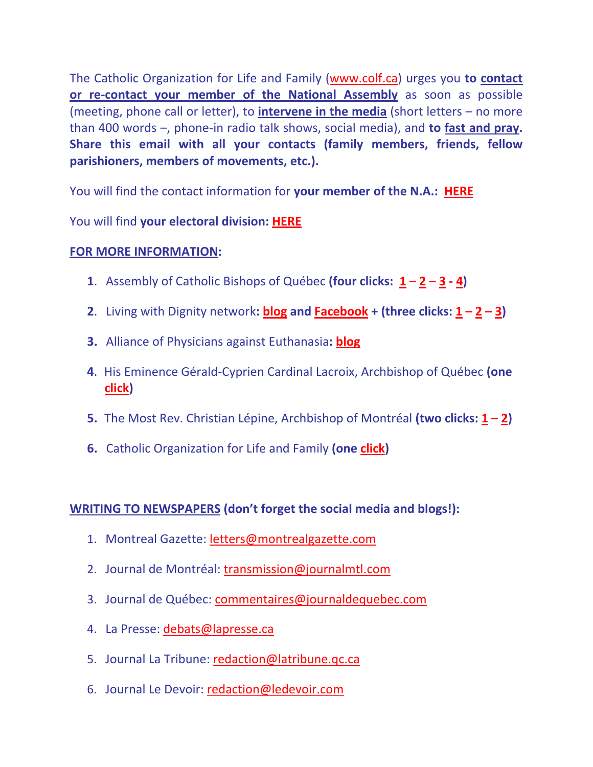The Catholic Organization for Life and Family (www.colf.ca) urges you **to contact or re-contact your member of the National Assembly** as soon as possible (meeting, phone call or letter), to **intervene in the media** (short letters – no more than 400 words –, phone-in radio talk shows, social media), and **to fast and pray. Share this email with all your contacts (family members, friends, fellow parishioners, members of movements, etc.).**

You will find the contact information for **your member of the N.A.: HERE**

You will find **your electoral division: HERE**

**FOR MORE INFORMATION:**

1. Assembly of Catholic Bishops of Québec **(four clicks: 1 – 2 – 3 - 4)**
2. Living with Dignity network**: blog and Facebook + (three clicks: 1 – 2 – 3)**
3. Alliance of Physicians against Euthanasia**: blog**
4. His Eminence Gérald-Cyprien Cardinal Lacroix, Archbishop of Québec **(one click)**
5. The Most Rev. Christian Lépine, Archbishop of Montréal **(two clicks: 1 – 2)**
6. Catholic Organization for Life and Family **(one click)**

**WRITING TO NEWSPAPERS (don't forget the social media and blogs!):**

1. Montreal Gazette: letters@montrealgazette.com
2. Journal de Montréal: transmission@journalmtl.com
3. Journal de Québec: commentaires@journaldequebec.com
4. La Presse: debats@lapresse.ca
5. Journal La Tribune: redaction@latribune.qc.ca
6. Journal Le Devoir: redaction@ledevoir.com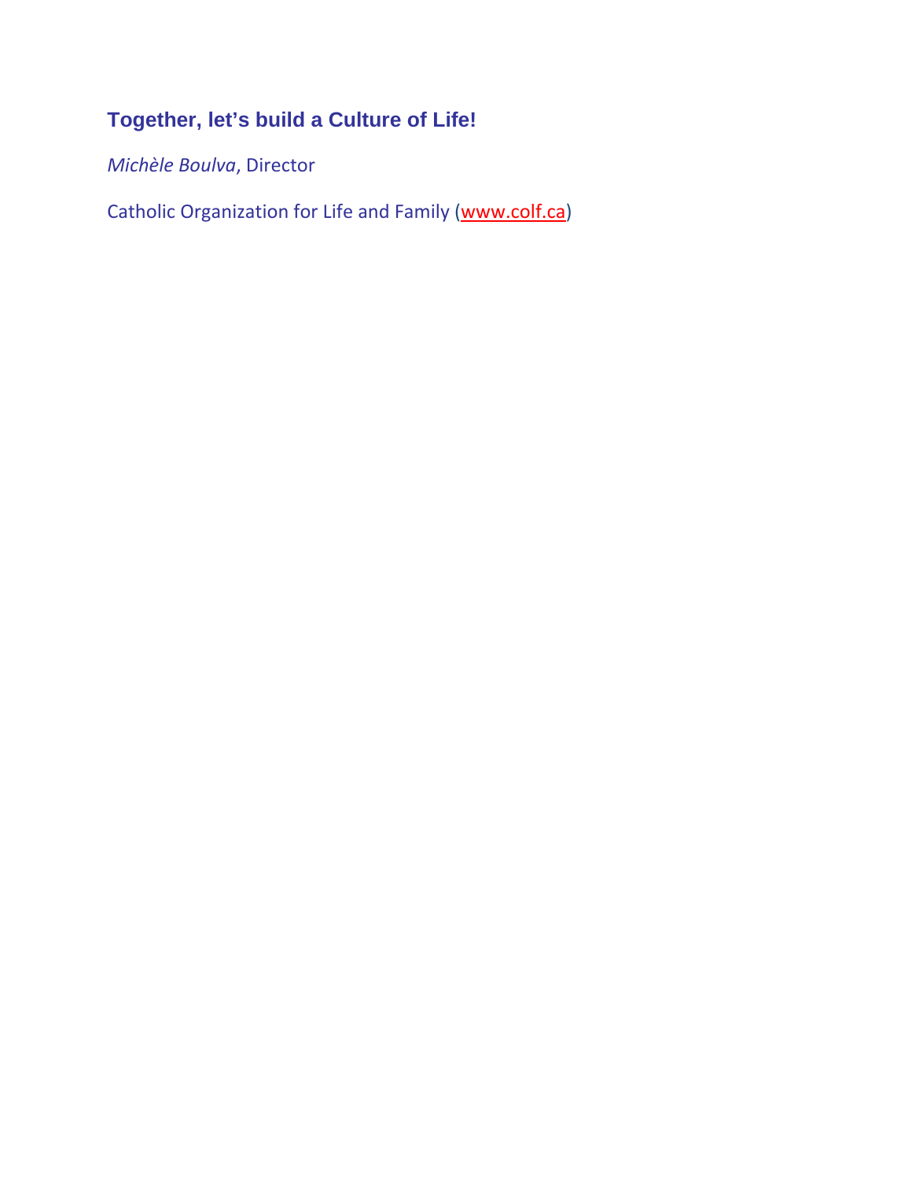**Together, let's build a Culture of Life!**

*Michèle Boulva*, Director

Catholic Organization for Life and Family (www.colf.ca)